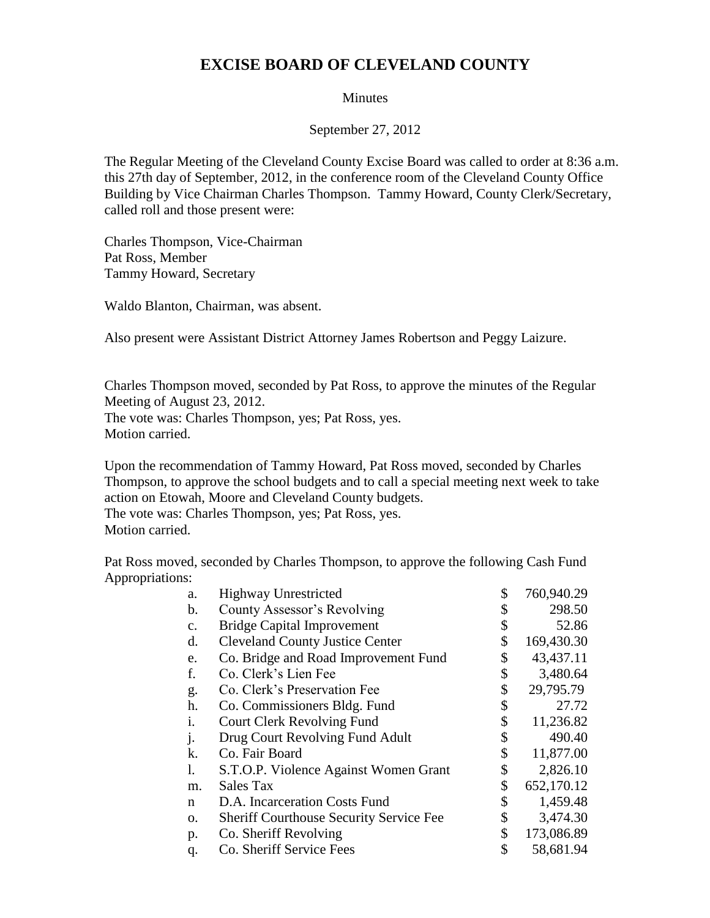# EXCISE BOARD OF CLEVELAND COUNTY

Minutes

September 27, 2012

The Regular Meeting of the Cleveland County Excise Board was called to order at 8:36 a.m. this 27th day of September, 2012, in the conference room of the Cleveland County Office Building by Vice Chairman Charles Thompson. Tammy Howard, County Clerk/Secretary, called roll and those present were:

Charles Thompson, Vice-Chairman
Pat Ross, Member
Tammy Howard, Secretary

Waldo Blanton, Chairman, was absent.

Also present were Assistant District Attorney James Robertson and Peggy Laizure.

Charles Thompson moved, seconded by Pat Ross, to approve the minutes of the Regular Meeting of August 23, 2012.
The vote was: Charles Thompson, yes; Pat Ross, yes.
Motion carried.

Upon the recommendation of Tammy Howard, Pat Ross moved, seconded by Charles Thompson, to approve the school budgets and to call a special meeting next week to take action on Etowah, Moore and Cleveland County budgets.
The vote was: Charles Thompson, yes; Pat Ross, yes.
Motion carried.

Pat Ross moved, seconded by Charles Thompson, to approve the following Cash Fund Appropriations:

| | | | |
|---|---|---|---|
| a. | Highway Unrestricted | $ | 760,940.29 |
| b. | County Assessor's Revolving | $ | 298.50 |
| c. | Bridge Capital Improvement | $ | 52.86 |
| d. | Cleveland County Justice Center | $ | 169,430.30 |
| e. | Co. Bridge and Road Improvement Fund | $ | 43,437.11 |
| f. | Co. Clerk's Lien Fee | $ | 3,480.64 |
| g. | Co. Clerk's Preservation Fee | $ | 29,795.79 |
| h. | Co. Commissioners Bldg. Fund | $ | 27.72 |
| i. | Court Clerk Revolving Fund | $ | 11,236.82 |
| j. | Drug Court Revolving Fund Adult | $ | 490.40 |
| k. | Co. Fair Board | $ | 11,877.00 |
| l. | S.T.O.P. Violence Against Women Grant | $ | 2,826.10 |
| m. | Sales Tax | $ | 652,170.12 |
| n | D.A. Incarceration Costs Fund | $ | 1,459.48 |
| o. | Sheriff Courthouse Security Service Fee | $ | 3,474.30 |
| p. | Co. Sheriff Revolving | $ | 173,086.89 |
| q. | Co. Sheriff Service Fees | $ | 58,681.94 |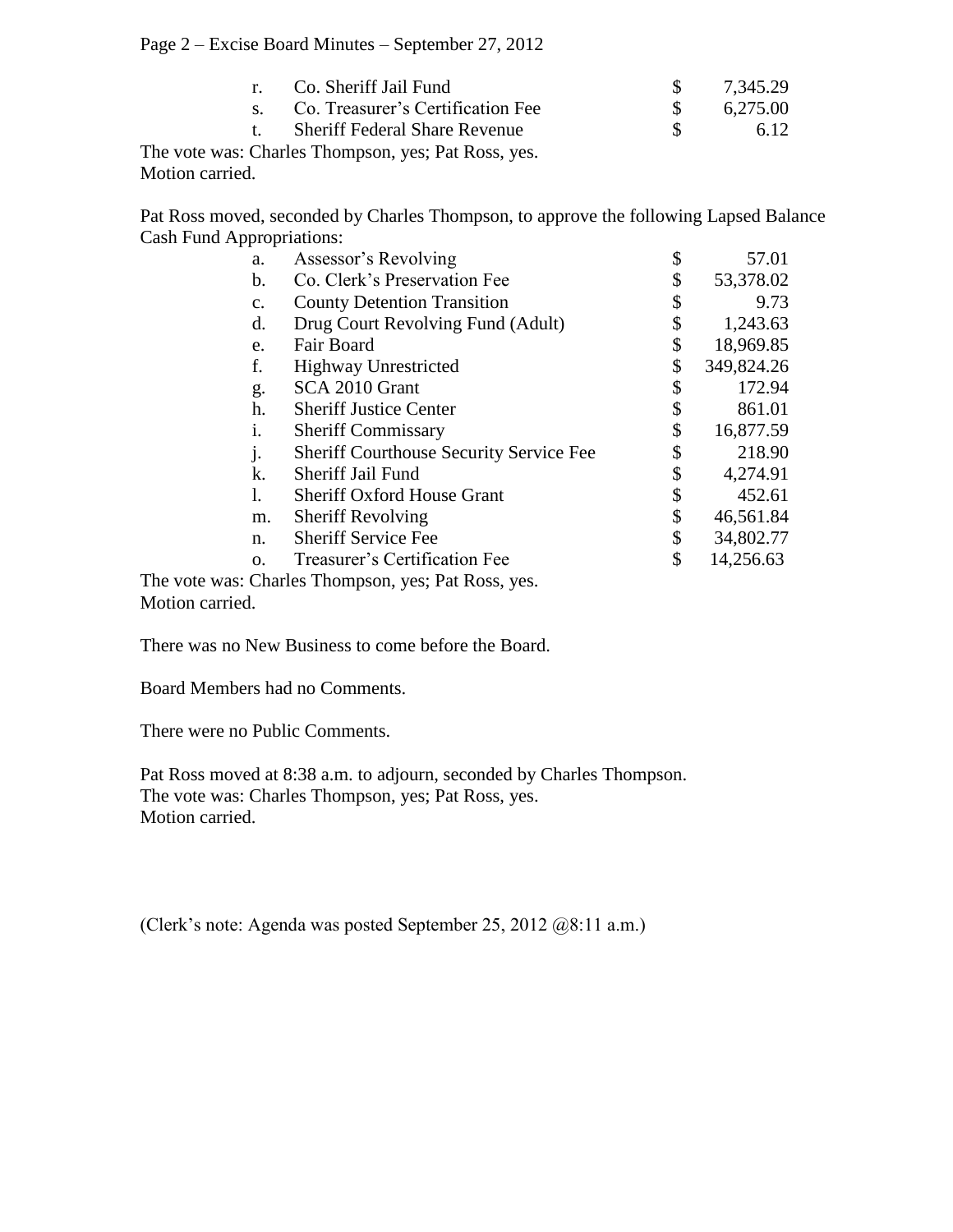| | | | |
|---|---|---|---|
| r. | Co. Sheriff Jail Fund | $ | 7,345.29 |
| s. | Co. Treasurer's Certification Fee | $ | 6,275.00 |
| t. | Sheriff Federal Share Revenue | $ | 6.12 |

The vote was: Charles Thompson, yes; Pat Ross, yes.
Motion carried.

Pat Ross moved, seconded by Charles Thompson, to approve the following Lapsed Balance Cash Fund Appropriations:

| | | | |
|---|---|---|---|
| a. | Assessor's Revolving | $ | 57.01 |
| b. | Co. Clerk's Preservation Fee | $ | 53,378.02 |
| c. | County Detention Transition | $ | 9.73 |
| d. | Drug Court Revolving Fund (Adult) | $ | 1,243.63 |
| e. | Fair Board | $ | 18,969.85 |
| f. | Highway Unrestricted | $ | 349,824.26 |
| g. | SCA 2010 Grant | $ | 172.94 |
| h. | Sheriff Justice Center | $ | 861.01 |
| i. | Sheriff Commissary | $ | 16,877.59 |
| j. | Sheriff Courthouse Security Service Fee | $ | 218.90 |
| k. | Sheriff Jail Fund | $ | 4,274.91 |
| l. | Sheriff Oxford House Grant | $ | 452.61 |
| m. | Sheriff Revolving | $ | 46,561.84 |
| n. | Sheriff Service Fee | $ | 34,802.77 |
| o. | Treasurer's Certification Fee | $ | 14,256.63 |

The vote was: Charles Thompson, yes; Pat Ross, yes.
Motion carried.

There was no New Business to come before the Board.

Board Members had no Comments.

There were no Public Comments.

Pat Ross moved at 8:38 a.m. to adjourn, seconded by Charles Thompson.
The vote was: Charles Thompson, yes; Pat Ross, yes.
Motion carried.

(Clerk's note: Agenda was posted September 25, 2012 @8:11 a.m.)